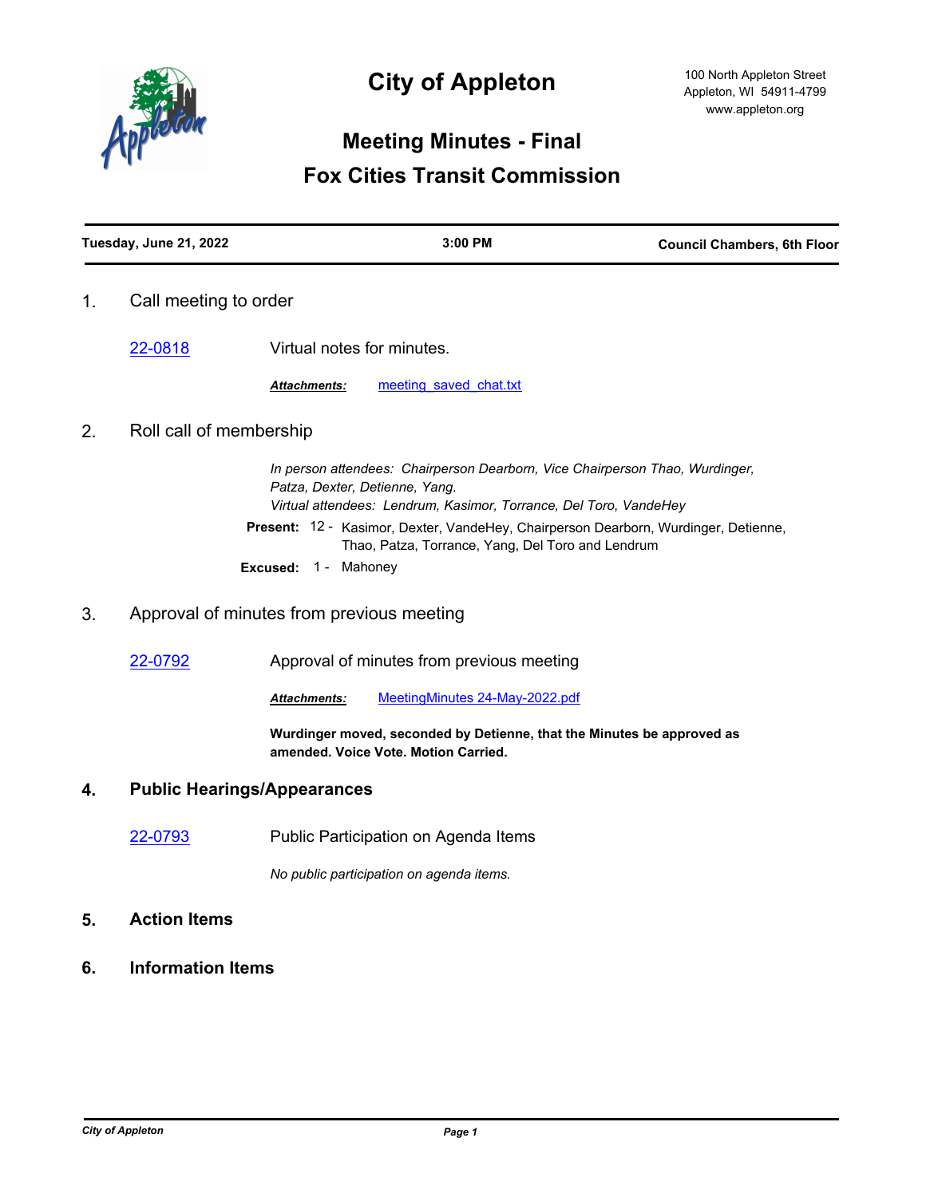# City of Appleton

100 North Appleton Street
Appleton, WI 54911-4799
www.appleton.org

## Meeting Minutes - Final
## Fox Cities Transit Commission

**Tuesday, June 21, 2022** | **3:00 PM** | **Council Chambers, 6th Floor**

### 1. Call meeting to order

22-0818 Virtual notes for minutes.

***Attachments:*** meeting_saved_chat.txt

### 2. Roll call of membership

*In person attendees: Chairperson Dearborn, Vice Chairperson Thao, Wurdinger, Patza, Dexter, Detienne, Yang.*
*Virtual attendees: Lendrum, Kasimor, Torrance, Del Toro, VandeHey*

**Present:** 12 - Kasimor, Dexter, VandeHey, Chairperson Dearborn, Wurdinger, Detienne, Thao, Patza, Torrance, Yang, Del Toro and Lendrum

**Excused:** 1 - Mahoney

### 3. Approval of minutes from previous meeting

22-0792 Approval of minutes from previous meeting

***Attachments:*** MeetingMinutes 24-May-2022.pdf

**Wurdinger moved, seconded by Detienne, that the Minutes be approved as amended. Voice Vote. Motion Carried.**

### 4. Public Hearings/Appearances

22-0793 Public Participation on Agenda Items

*No public participation on agenda items.*

### 5. Action Items

### 6. Information Items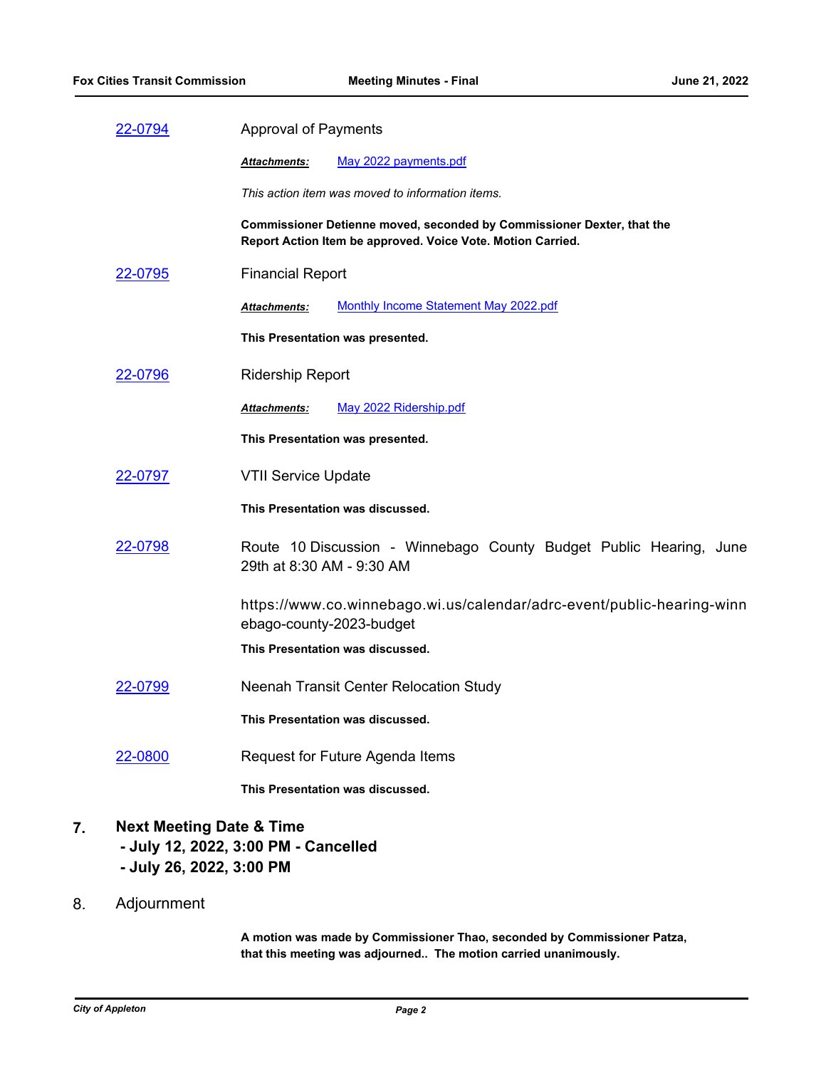[22-0794](#) Approval of Payments

***Attachments:*** [May 2022 payments.pdf](#)

*This action item was moved to information items.*

**Commissioner Detienne moved, seconded by Commissioner Dexter, that the Report Action Item be approved. Voice Vote. Motion Carried.**

[22-0795](#) Financial Report

***Attachments:*** [Monthly Income Statement May 2022.pdf](#)

**This Presentation was presented.**

[22-0796](#) Ridership Report

***Attachments:*** [May 2022 Ridership.pdf](#)

**This Presentation was presented.**

[22-0797](#) VTII Service Update

**This Presentation was discussed.**

[22-0798](#) Route 10 Discussion - Winnebago County Budget Public Hearing, June 29th at 8:30 AM - 9:30 AM

https://www.co.winnebago.wi.us/calendar/adrc-event/public-hearing-winnebago-county-2023-budget

**This Presentation was discussed.**

[22-0799](#) Neenah Transit Center Relocation Study

**This Presentation was discussed.**

[22-0800](#) Request for Future Agenda Items

**This Presentation was discussed.**

## 7. Next Meeting Date & Time

**- July 12, 2022, 3:00 PM - Cancelled**

**- July 26, 2022, 3:00 PM**

## 8. Adjournment

**A motion was made by Commissioner Thao, seconded by Commissioner Patza, that this meeting was adjourned.. The motion carried unanimously.**